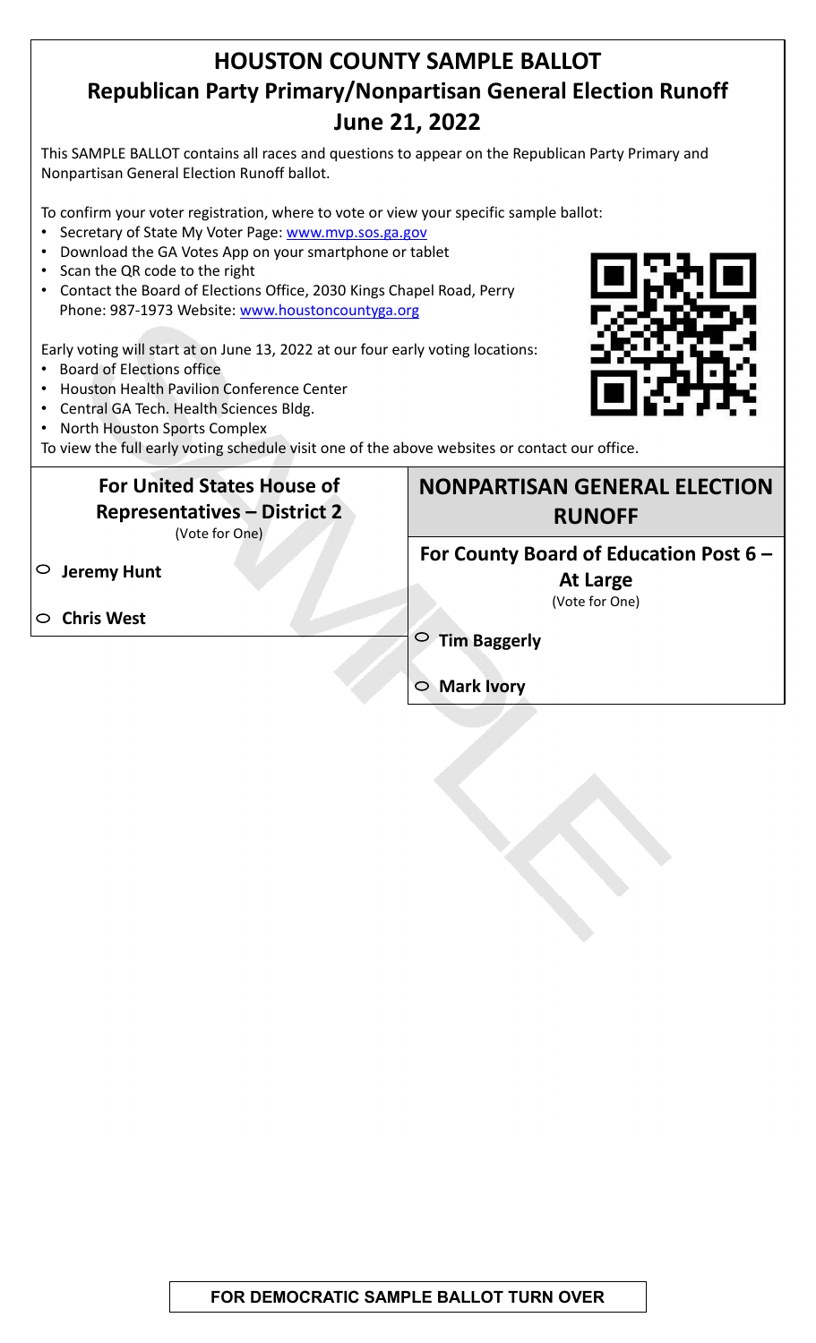# HOUSTON COUNTY SAMPLE BALLOT
## Republican Party Primary/Nonpartisan General Election Runoff
## June 21, 2022

This SAMPLE BALLOT contains all races and questions to appear on the Republican Party Primary and Nonpartisan General Election Runoff ballot.

To confirm your voter registration, where to vote or view your specific sample ballot:

- Secretary of State My Voter Page: www.mvp.sos.ga.gov
- Download the GA Votes App on your smartphone or tablet
- Scan the QR code to the right
- Contact the Board of Elections Office, 2030 Kings Chapel Road, Perry
  Phone: 987-1973 Website: www.houstoncountyga.org

Early voting will start at on June 13, 2022 at our four early voting locations:

- Board of Elections office
- Houston Health Pavilion Conference Center
- Central GA Tech. Health Sciences Bldg.
- North Houston Sports Complex

To view the full early voting schedule visit one of the above websites or contact our office.

### For United States House of Representatives – District 2

(Vote for One)

- ○ **Jeremy Hunt**
- ○ **Chris West**

## NONPARTISAN GENERAL ELECTION RUNOFF

### For County Board of Education Post 6 – At Large

(Vote for One)

- ○ **Tim Baggerly**
- ○ **Mark Ivory**

**FOR DEMOCRATIC SAMPLE BALLOT TURN OVER**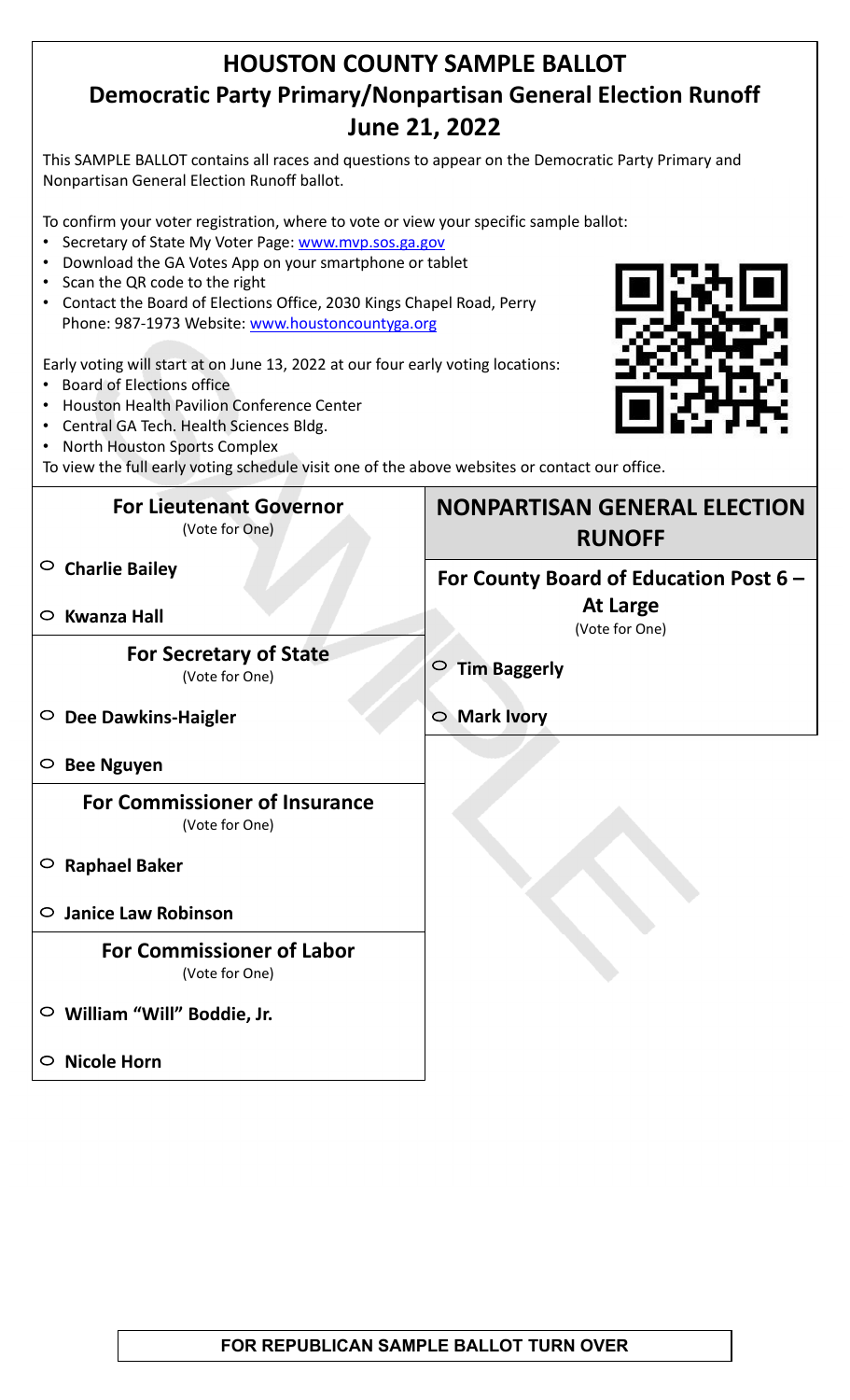# HOUSTON COUNTY SAMPLE BALLOT

## Democratic Party Primary/Nonpartisan General Election Runoff

## June 21, 2022

This SAMPLE BALLOT contains all races and questions to appear on the Democratic Party Primary and Nonpartisan General Election Runoff ballot.

To confirm your voter registration, where to vote or view your specific sample ballot:

- Secretary of State My Voter Page: www.mvp.sos.ga.gov
- Download the GA Votes App on your smartphone or tablet
- Scan the QR code to the right
- Contact the Board of Elections Office, 2030 Kings Chapel Road, Perry
  Phone: 987-1973 Website: www.houstoncountyga.org

Early voting will start at on June 13, 2022 at our four early voting locations:

- Board of Elections office
- Houston Health Pavilion Conference Center
- Central GA Tech. Health Sciences Bldg.
- North Houston Sports Complex

To view the full early voting schedule visit one of the above websites or contact our office.

### For Lieutenant Governor
(Vote for One)

- ○ **Charlie Bailey**
- ○ **Kwanza Hall**

### For Secretary of State
(Vote for One)

- ○ **Dee Dawkins-Haigler**
- ○ **Bee Nguyen**

### For Commissioner of Insurance
(Vote for One)

- ○ **Raphael Baker**
- ○ **Janice Law Robinson**

### For Commissioner of Labor
(Vote for One)

- ○ **William "Will" Boddie, Jr.**
- ○ **Nicole Horn**

## NONPARTISAN GENERAL ELECTION RUNOFF

### For County Board of Education Post 6 – At Large
(Vote for One)

- ○ **Tim Baggerly**
- ○ **Mark Ivory**

**FOR REPUBLICAN SAMPLE BALLOT TURN OVER**